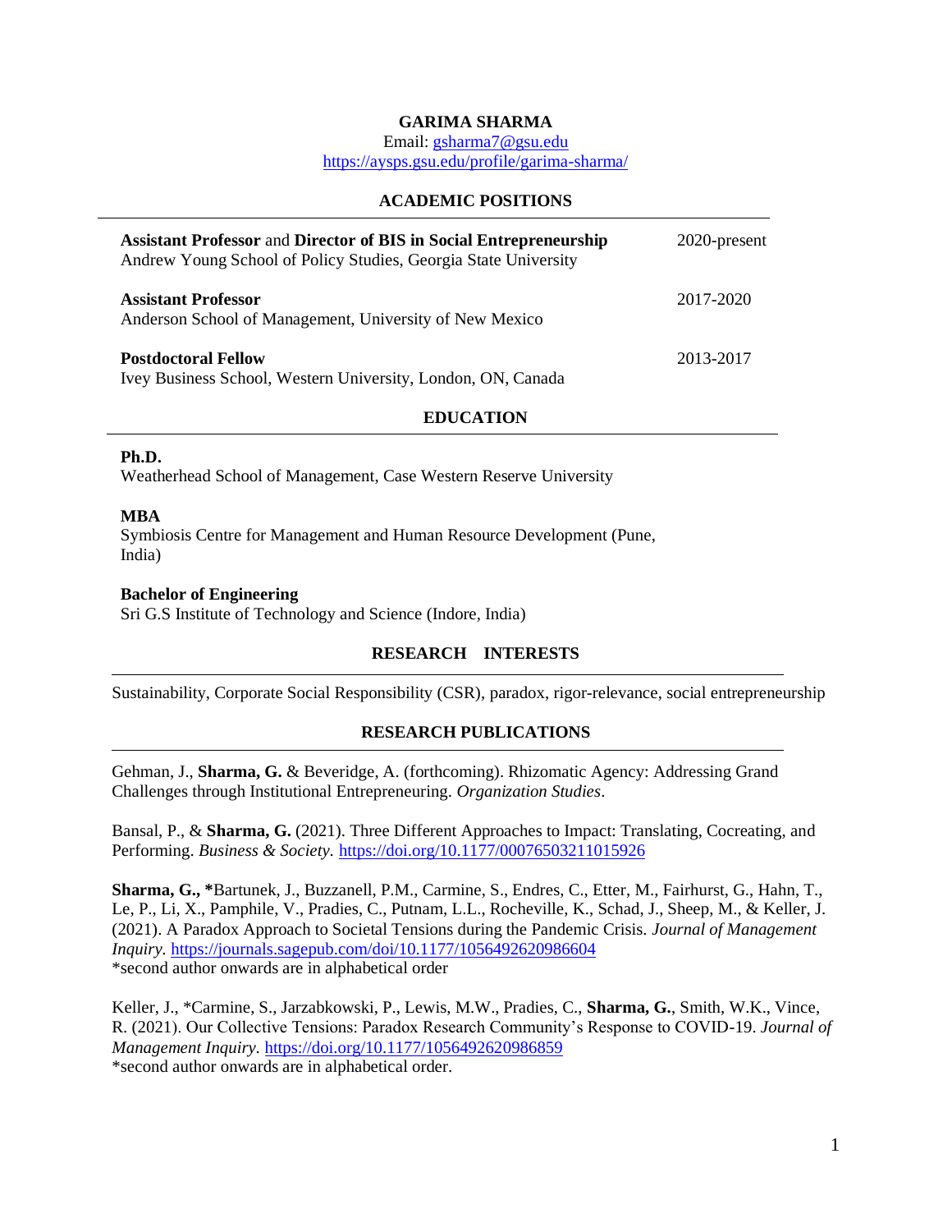# GARIMA SHARMA

Email: gsharma7@gsu.edu
https://aysps.gsu.edu/profile/garima-sharma/

## ACADEMIC POSITIONS

**Assistant Professor** and **Director of BIS in Social Entrepreneurship** — 2020-present
Andrew Young School of Policy Studies, Georgia State University

**Assistant Professor** — 2017-2020
Anderson School of Management, University of New Mexico

**Postdoctoral Fellow** — 2013-2017
Ivey Business School, Western University, London, ON, Canada

## EDUCATION

**Ph.D.**
Weatherhead School of Management, Case Western Reserve University

**MBA**
Symbiosis Centre for Management and Human Resource Development (Pune, India)

**Bachelor of Engineering**
Sri G.S Institute of Technology and Science (Indore, India)

## RESEARCH INTERESTS

Sustainability, Corporate Social Responsibility (CSR), paradox, rigor-relevance, social entrepreneurship

## RESEARCH PUBLICATIONS

Gehman, J., **Sharma, G.** & Beveridge, A. (forthcoming). Rhizomatic Agency: Addressing Grand Challenges through Institutional Entrepreneuring. *Organization Studies*.

Bansal, P., & **Sharma, G.** (2021). Three Different Approaches to Impact: Translating, Cocreating, and Performing. *Business & Society.* https://doi.org/10.1177/00076503211015926

**Sharma, G., \***Bartunek, J., Buzzanell, P.M., Carmine, S., Endres, C., Etter, M., Fairhurst, G., Hahn, T., Le, P., Li, X., Pamphile, V., Pradies, C., Putnam, L.L., Rocheville, K., Schad, J., Sheep, M., & Keller, J. (2021). A Paradox Approach to Societal Tensions during the Pandemic Crisis. *Journal of Management Inquiry.* https://journals.sagepub.com/doi/10.1177/1056492620986604
*second author onwards are in alphabetical order

Keller, J., *Carmine, S., Jarzabkowski, P., Lewis, M.W., Pradies, C., **Sharma, G.**, Smith, W.K., Vince, R. (2021). Our Collective Tensions: Paradox Research Community's Response to COVID-19. *Journal of Management Inquiry.* https://doi.org/10.1177/1056492620986859
*second author onwards are in alphabetical order.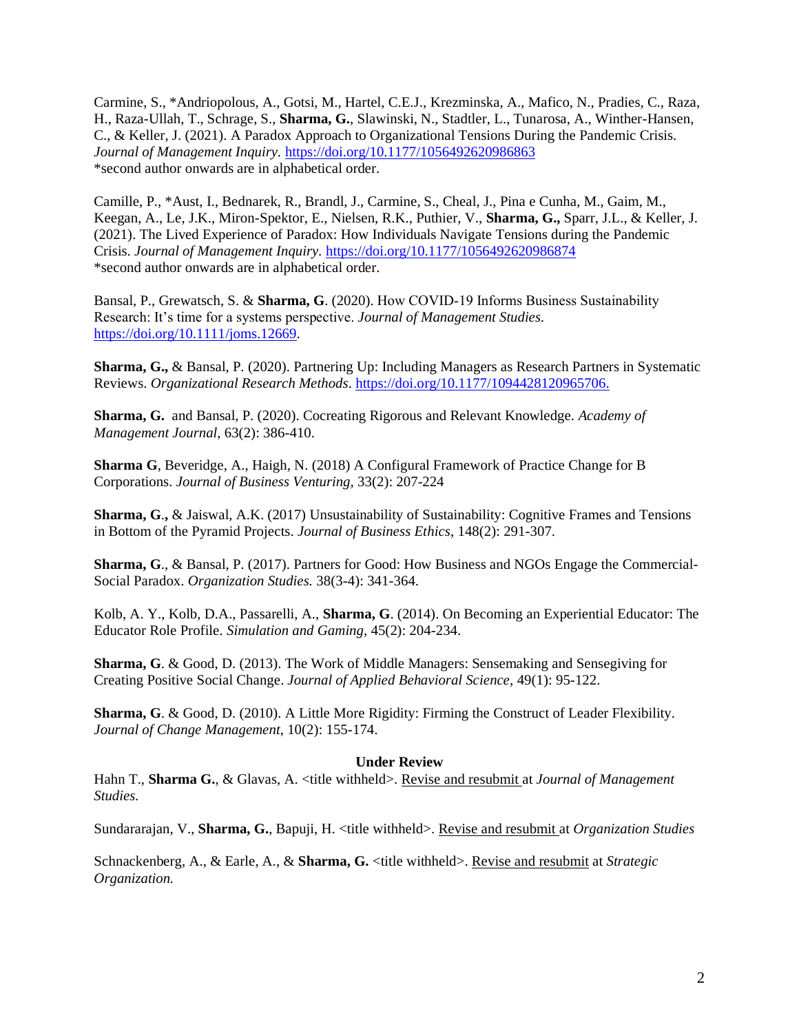Carmine, S., *Andriopolous, A., Gotsi, M., Hartel, C.E.J., Krezminska, A., Mafico, N., Pradies, C., Raza, H., Raza-Ullah, T., Schrage, S., **Sharma, G.**, Slawinski, N., Stadtler, L., Tunarosa, A., Winther-Hansen, C., & Keller, J. (2021). A Paradox Approach to Organizational Tensions During the Pandemic Crisis. *Journal of Management Inquiry*. https://doi.org/10.1177/1056492620986863
*second author onwards are in alphabetical order.

Camille, P., *Aust, I., Bednarek, R., Brandl, J., Carmine, S., Cheal, J., Pina e Cunha, M., Gaim, M., Keegan, A., Le, J.K., Miron-Spektor, E., Nielsen, R.K., Puthier, V., **Sharma, G.,** Sparr, J.L., & Keller, J. (2021). The Lived Experience of Paradox: How Individuals Navigate Tensions during the Pandemic Crisis. *Journal of Management Inquiry*. https://doi.org/10.1177/1056492620986874
*second author onwards are in alphabetical order.

Bansal, P., Grewatsch, S. & **Sharma, G**. (2020). How COVID-19 Informs Business Sustainability Research: It's time for a systems perspective. *Journal of Management Studies.* https://doi.org/10.1111/joms.12669.

**Sharma, G.,** & Bansal, P. (2020). Partnering Up: Including Managers as Research Partners in Systematic Reviews. *Organizational Research Methods*. https://doi.org/10.1177/1094428120965706.

**Sharma, G.** and Bansal, P. (2020). Cocreating Rigorous and Relevant Knowledge. *Academy of Management Journal*, 63(2): 386-410.

**Sharma G**, Beveridge, A., Haigh, N. (2018) A Configural Framework of Practice Change for B Corporations. *Journal of Business Venturing,* 33(2): 207-224

**Sharma, G.**, & Jaiswal, A.K. (2017) Unsustainability of Sustainability: Cognitive Frames and Tensions in Bottom of the Pyramid Projects. *Journal of Business Ethics*, 148(2): 291-307.

**Sharma, G**., & Bansal, P. (2017). Partners for Good: How Business and NGOs Engage the Commercial-Social Paradox. *Organization Studies.* 38(3-4): 341-364.

Kolb, A. Y., Kolb, D.A., Passarelli, A., **Sharma, G**. (2014). On Becoming an Experiential Educator: The Educator Role Profile. *Simulation and Gaming*, 45(2): 204-234.

**Sharma, G**. & Good, D. (2013). The Work of Middle Managers: Sensemaking and Sensegiving for Creating Positive Social Change. *Journal of Applied Behavioral Science*, 49(1): 95-122.

**Sharma, G**. & Good, D. (2010). A Little More Rigidity: Firming the Construct of Leader Flexibility. *Journal of Change Management*, 10(2): 155-174.

**Under Review**

Hahn T., **Sharma G.**, & Glavas, A. <title withheld>. Revise and resubmit at *Journal of Management Studies.*

Sundararajan, V., **Sharma, G.**, Bapuji, H. <title withheld>. Revise and resubmit at *Organization Studies*

Schnackenberg, A., & Earle, A., & **Sharma, G.** <title withheld>. Revise and resubmit at *Strategic Organization.*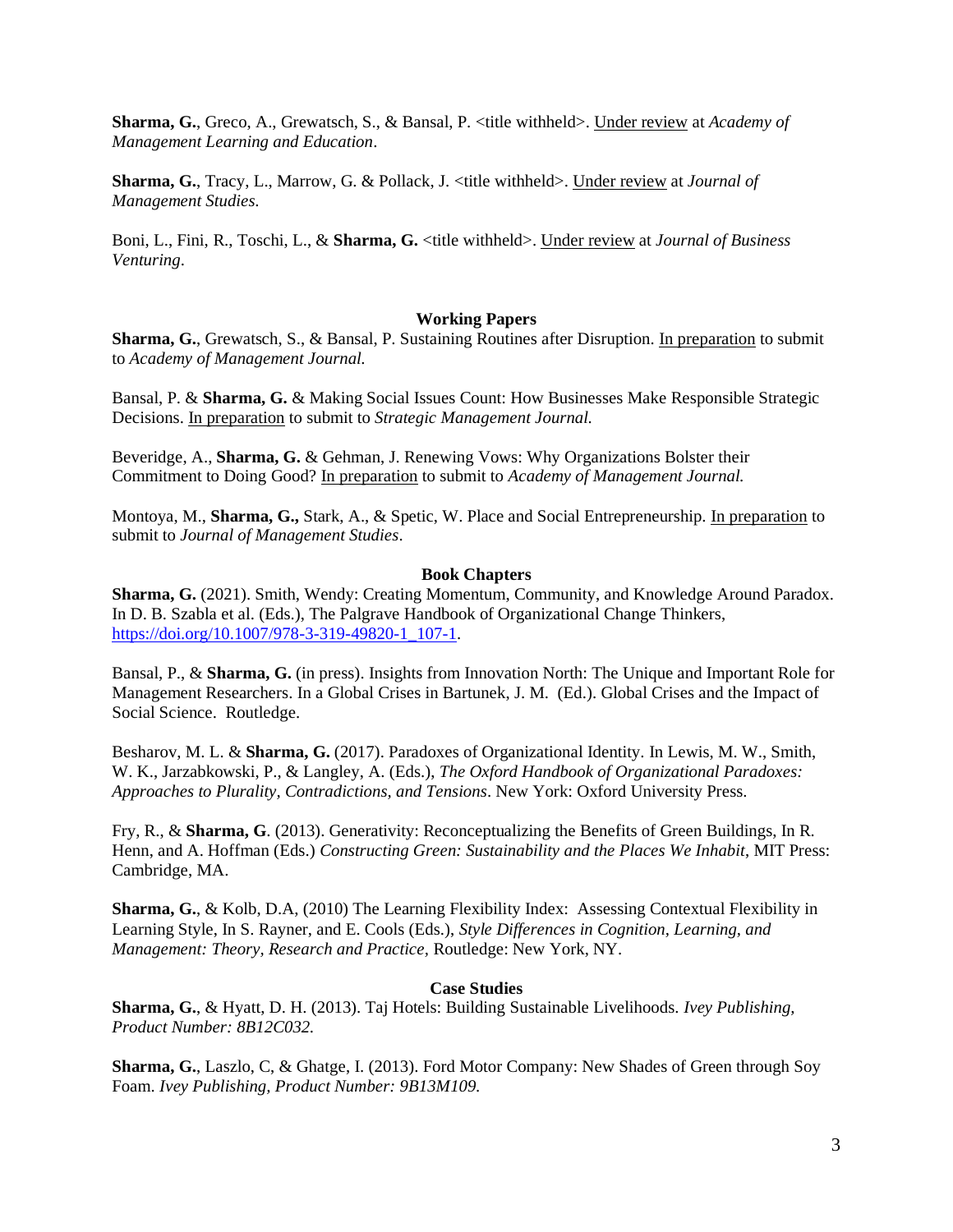**Sharma, G.**, Greco, A., Grewatsch, S., & Bansal, P. <title withheld>. Under review at *Academy of Management Learning and Education*.

**Sharma, G.**, Tracy, L., Marrow, G. & Pollack, J. <title withheld>. Under review at *Journal of Management Studies.*

Boni, L., Fini, R., Toschi, L., & **Sharma, G.** <title withheld>. Under review at *Journal of Business Venturing*.

### Working Papers

**Sharma, G.**, Grewatsch, S., & Bansal, P. Sustaining Routines after Disruption. In preparation to submit to *Academy of Management Journal.*

Bansal, P. & **Sharma, G.** & Making Social Issues Count: How Businesses Make Responsible Strategic Decisions. In preparation to submit to *Strategic Management Journal.*

Beveridge, A., **Sharma, G.** & Gehman, J. Renewing Vows: Why Organizations Bolster their Commitment to Doing Good? In preparation to submit to *Academy of Management Journal.*

Montoya, M., **Sharma, G.,** Stark, A., & Spetic, W. Place and Social Entrepreneurship. In preparation to submit to *Journal of Management Studies*.

### Book Chapters

**Sharma, G.** (2021). Smith, Wendy: Creating Momentum, Community, and Knowledge Around Paradox. In D. B. Szabla et al. (Eds.), The Palgrave Handbook of Organizational Change Thinkers, https://doi.org/10.1007/978-3-319-49820-1_107-1.

Bansal, P., & **Sharma, G.** (in press). Insights from Innovation North: The Unique and Important Role for Management Researchers. In a Global Crises in Bartunek, J. M. (Ed.). Global Crises and the Impact of Social Science. Routledge.

Besharov, M. L. & **Sharma, G.** (2017). Paradoxes of Organizational Identity. In Lewis, M. W., Smith, W. K., Jarzabkowski, P., & Langley, A. (Eds.), *The Oxford Handbook of Organizational Paradoxes: Approaches to Plurality, Contradictions, and Tensions*. New York: Oxford University Press.

Fry, R., & **Sharma, G**. (2013). Generativity: Reconceptualizing the Benefits of Green Buildings, In R. Henn, and A. Hoffman (Eds.) *Constructing Green: Sustainability and the Places We Inhabit*, MIT Press: Cambridge, MA.

**Sharma, G.**, & Kolb, D.A, (2010) The Learning Flexibility Index: Assessing Contextual Flexibility in Learning Style, In S. Rayner, and E. Cools (Eds.), *Style Differences in Cognition, Learning, and Management: Theory, Research and Practice,* Routledge: New York, NY.

### Case Studies

**Sharma, G.**, & Hyatt, D. H. (2013). Taj Hotels: Building Sustainable Livelihoods. *Ivey Publishing, Product Number: 8B12C032.*

**Sharma, G.**, Laszlo, C, & Ghatge, I. (2013). Ford Motor Company: New Shades of Green through Soy Foam. *Ivey Publishing, Product Number: 9B13M109.*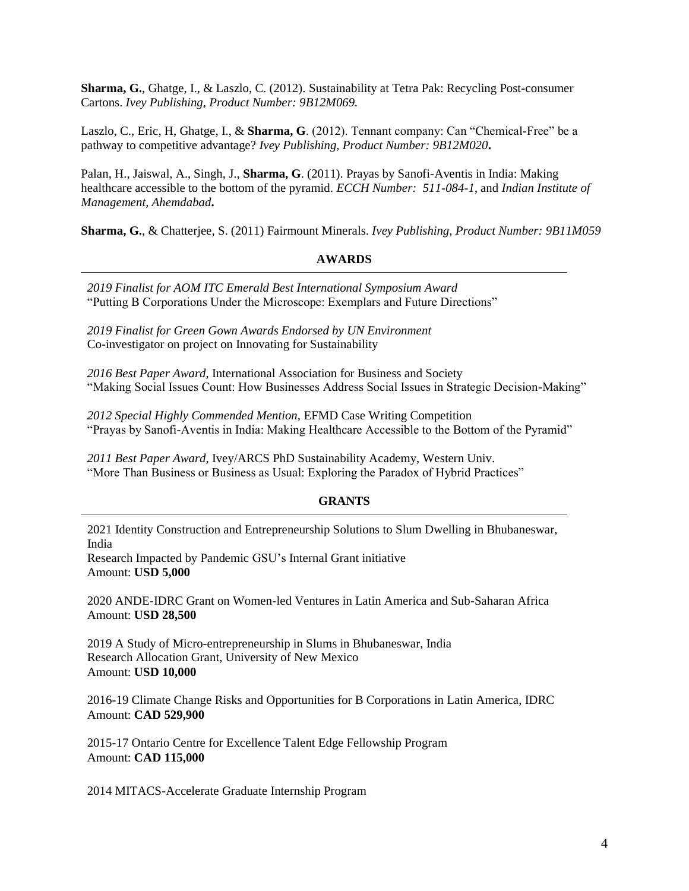**Sharma, G.**, Ghatge, I., & Laszlo, C. (2012). Sustainability at Tetra Pak: Recycling Post-consumer Cartons. *Ivey Publishing, Product Number: 9B12M069.*

Laszlo, C., Eric, H, Ghatge, I., & **Sharma, G**. (2012). Tennant company: Can "Chemical-Free" be a pathway to competitive advantage? *Ivey Publishing, Product Number: 9B12M020***.**

Palan, H., Jaiswal, A., Singh, J., **Sharma, G**. (2011). Prayas by Sanofi-Aventis in India: Making healthcare accessible to the bottom of the pyramid. *ECCH Number: 511-084-1*, and *Indian Institute of Management, Ahemdabad***.**

**Sharma, G.**, & Chatterjee, S. (2011) Fairmount Minerals. *Ivey Publishing, Product Number: 9B11M059*

## AWARDS

*2019 Finalist for AOM ITC Emerald Best International Symposium Award*
"Putting B Corporations Under the Microscope: Exemplars and Future Directions"

*2019 Finalist for Green Gown Awards Endorsed by UN Environment*
Co-investigator on project on Innovating for Sustainability

*2016 Best Paper Award*, International Association for Business and Society
"Making Social Issues Count: How Businesses Address Social Issues in Strategic Decision-Making"

*2012 Special Highly Commended Mention,* EFMD Case Writing Competition
"Prayas by Sanofi-Aventis in India: Making Healthcare Accessible to the Bottom of the Pyramid"

*2011 Best Paper Award*, Ivey/ARCS PhD Sustainability Academy, Western Univ.
"More Than Business or Business as Usual: Exploring the Paradox of Hybrid Practices"

## GRANTS

2021 Identity Construction and Entrepreneurship Solutions to Slum Dwelling in Bhubaneswar, India
Research Impacted by Pandemic GSU's Internal Grant initiative
Amount: **USD 5,000**

2020 ANDE-IDRC Grant on Women-led Ventures in Latin America and Sub-Saharan Africa
Amount: **USD 28,500**

2019 A Study of Micro-entrepreneurship in Slums in Bhubaneswar, India
Research Allocation Grant, University of New Mexico
Amount: **USD 10,000**

2016-19 Climate Change Risks and Opportunities for B Corporations in Latin America, IDRC
Amount: **CAD 529,900**

2015-17 Ontario Centre for Excellence Talent Edge Fellowship Program
Amount: **CAD 115,000**

2014 MITACS-Accelerate Graduate Internship Program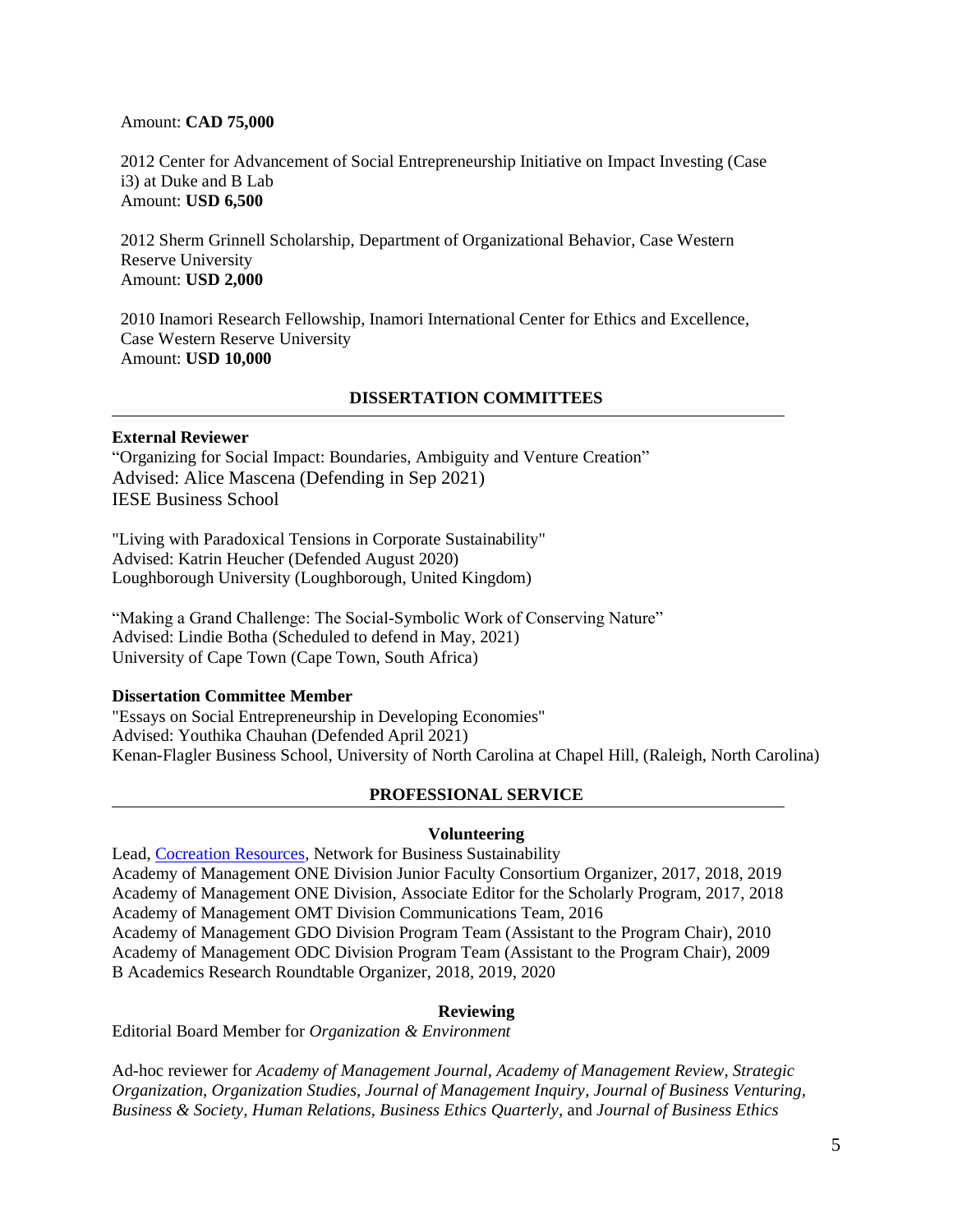Amount: **CAD 75,000**

2012 Center for Advancement of Social Entrepreneurship Initiative on Impact Investing (Case i3) at Duke and B Lab
Amount: **USD 6,500**

2012 Sherm Grinnell Scholarship, Department of Organizational Behavior, Case Western Reserve University
Amount: **USD 2,000**

2010 Inamori Research Fellowship, Inamori International Center for Ethics and Excellence, Case Western Reserve University
Amount: **USD 10,000**

## DISSERTATION COMMITTEES

**External Reviewer**
"Organizing for Social Impact: Boundaries, Ambiguity and Venture Creation"
Advised: Alice Mascena (Defending in Sep 2021)
IESE Business School

"Living with Paradoxical Tensions in Corporate Sustainability"
Advised: Katrin Heucher (Defended August 2020)
Loughborough University (Loughborough, United Kingdom)

"Making a Grand Challenge: The Social-Symbolic Work of Conserving Nature"
Advised: Lindie Botha (Scheduled to defend in May, 2021)
University of Cape Town (Cape Town, South Africa)

**Dissertation Committee Member**
"Essays on Social Entrepreneurship in Developing Economies"
Advised: Youthika Chauhan (Defended April 2021)
Kenan-Flagler Business School, University of North Carolina at Chapel Hill, (Raleigh, North Carolina)

## PROFESSIONAL SERVICE

### Volunteering

Lead, [Cocreation Resources], Network for Business Sustainability
Academy of Management ONE Division Junior Faculty Consortium Organizer, 2017, 2018, 2019
Academy of Management ONE Division, Associate Editor for the Scholarly Program, 2017, 2018
Academy of Management OMT Division Communications Team, 2016
Academy of Management GDO Division Program Team (Assistant to the Program Chair), 2010
Academy of Management ODC Division Program Team (Assistant to the Program Chair), 2009
B Academics Research Roundtable Organizer, 2018, 2019, 2020

### Reviewing

Editorial Board Member for *Organization & Environment*

Ad-hoc reviewer for *Academy of Management Journal, Academy of Management Review, Strategic Organization, Organization Studies, Journal of Management Inquiry, Journal of Business Venturing, Business & Society, Human Relations, Business Ethics Quarterly,* and *Journal of Business Ethics*